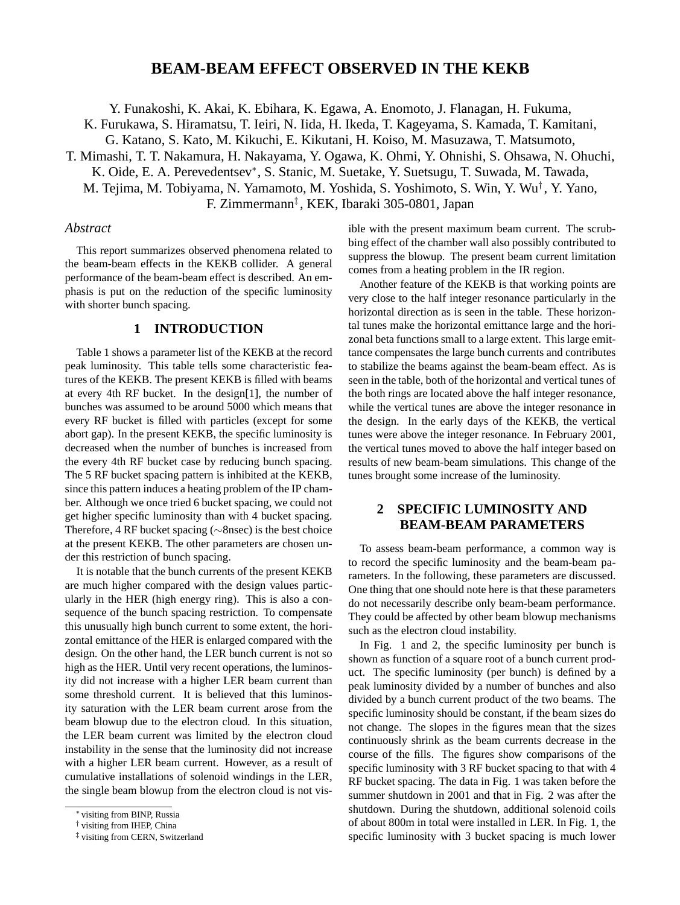# BEAM-BEAM EFFECT OBSERVED IN THE KEKB

Y. Funakoshi, K. Akai, K. Ebihara, K. Egawa, A. Enomoto, J. Flanagan, H. Fukuma, K. Furukawa, S. Hiramatsu, T. Ieiri, N. Iida, H. Ikeda, T. Kageyama, S. Kamada, T. Kamitani, G. Katano, S. Kato, M. Kikuchi, E. Kikutani, H. Koiso, M. Masuzawa, T. Matsumoto, T. Mimashi, T. T. Nakamura, H. Nakayama, Y. Ogawa, K. Ohmi, Y. Ohnishi, S. Ohsawa, N. Ohuchi, K. Oide, E. A. Perevedentsev[*], S. Stanic, M. Suetake, Y. Suetsugu, T. Suwada, M. Tawada, M. Tejima, M. Tobiyama, N. Yamamoto, M. Yoshida, S. Yoshimoto, S. Win, Y. Wu[†], Y. Yano, F. Zimmermann[‡], KEK, Ibaraki 305-0801, Japan

*Abstract*

This report summarizes observed phenomena related to the beam-beam effects in the KEKB collider. A general performance of the beam-beam effect is described. An emphasis is put on the reduction of the specific luminosity with shorter bunch spacing.

## 1 INTRODUCTION

Table 1 shows a parameter list of the KEKB at the record peak luminosity. This table tells some characteristic features of the KEKB. The present KEKB is filled with beams at every 4th RF bucket. In the design[1], the number of bunches was assumed to be around 5000 which means that every RF bucket is filled with particles (except for some abort gap). In the present KEKB, the specific luminosity is decreased when the number of bunches is increased from the every 4th RF bucket case by reducing bunch spacing. The 5 RF bucket spacing pattern is inhibited at the KEKB, since this pattern induces a heating problem of the IP chamber. Although we once tried 6 bucket spacing, we could not get higher specific luminosity than with 4 bucket spacing. Therefore, 4 RF bucket spacing ($\sim$8nsec) is the best choice at the present KEKB. The other parameters are chosen under this restriction of bunch spacing.

It is notable that the bunch currents of the present KEKB are much higher compared with the design values particularly in the HER (high energy ring). This is also a consequence of the bunch spacing restriction. To compensate this unusually high bunch current to some extent, the horizontal emittance of the HER is enlarged compared with the design. On the other hand, the LER bunch current is not so high as the HER. Until very recent operations, the luminosity did not increase with a higher LER beam current than some threshold current. It is believed that this luminosity saturation with the LER beam current arose from the beam blowup due to the electron cloud. In this situation, the LER beam current was limited by the electron cloud instability in the sense that the luminosity did not increase with a higher LER beam current. However, as a result of cumulative installations of solenoid windings in the LER, the single beam blowup from the electron cloud is not visible with the present maximum beam current. The scrubbing effect of the chamber wall also possibly contributed to suppress the blowup. The present beam current limitation comes from a heating problem in the IR region.

Another feature of the KEKB is that working points are very close to the half integer resonance particularly in the horizontal direction as is seen in the table. These horizontal tunes make the horizontal emittance large and the horizonal beta functions small to a large extent. This large emittance compensates the large bunch currents and contributes to stabilize the beams against the beam-beam effect. As is seen in the table, both of the horizontal and vertical tunes of the both rings are located above the half integer resonance, while the vertical tunes are above the integer resonance in the design. In the early days of the KEKB, the vertical tunes were above the integer resonance. In February 2001, the vertical tunes moved to above the half integer based on results of new beam-beam simulations. This change of the tunes brought some increase of the luminosity.

## 2 SPECIFIC LUMINOSITY AND BEAM-BEAM PARAMETERS

To assess beam-beam performance, a common way is to record the specific luminosity and the beam-beam parameters. In the following, these parameters are discussed. One thing that one should note here is that these parameters do not necessarily describe only beam-beam performance. They could be affected by other beam blowup mechanisms such as the electron cloud instability.

In Fig. 1 and 2, the specific luminosity per bunch is shown as function of a square root of a bunch current product. The specific luminosity (per bunch) is defined by a peak luminosity divided by a number of bunches and also divided by a bunch current product of the two beams. The specific luminosity should be constant, if the beam sizes do not change. The slopes in the figures mean that the sizes continuously shrink as the beam currents decrease in the course of the fills. The figures show comparisons of the specific luminosity with 3 RF bucket spacing to that with 4 RF bucket spacing. The data in Fig. 1 was taken before the summer shutdown in 2001 and that in Fig. 2 was after the shutdown. During the shutdown, additional solenoid coils of about 800m in total were installed in LER. In Fig. 1, the specific luminosity with 3 bucket spacing is much lower

---

[*] visiting from BINP, Russia
[†] visiting from IHEP, China
[‡] visiting from CERN, Switzerland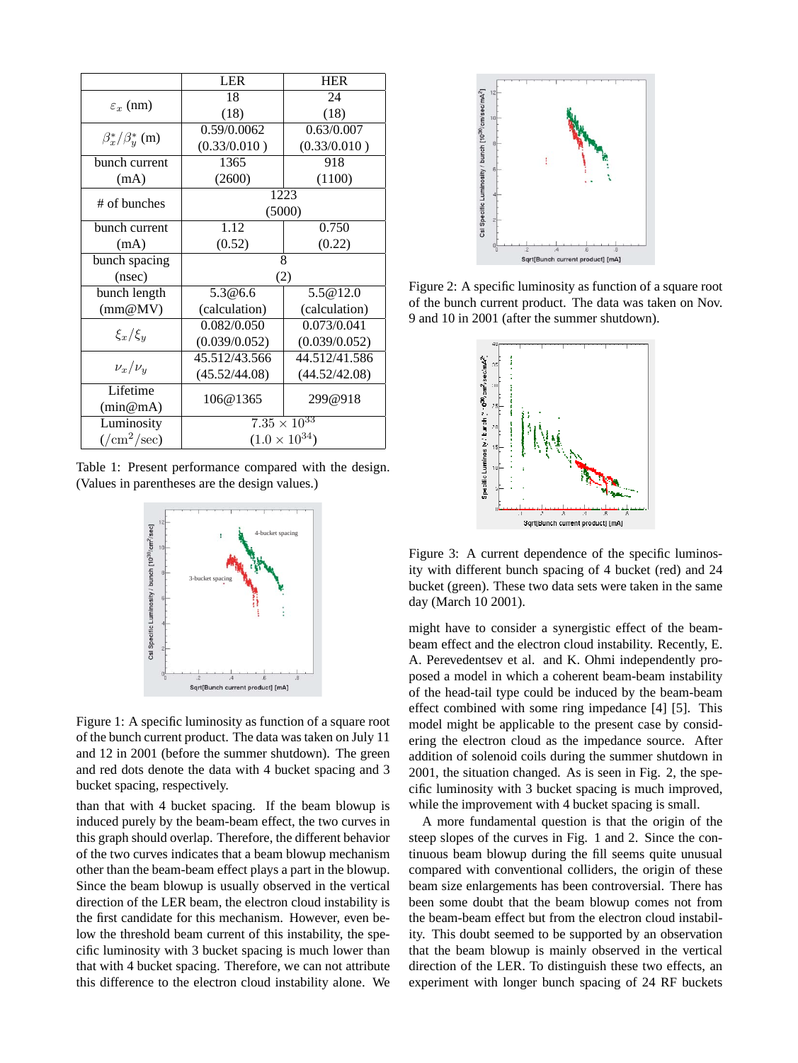| | LER | HER |
|---|---|---|
| $\varepsilon_x$ (nm) | 18 (18) | 24 (18) |
| $\beta_x^*/\beta_y^*$ (m) | 0.59/0.0062 (0.33/0.010 ) | 0.63/0.007 (0.33/0.010 ) |
| bunch current (mA) | 1365 (2600) | 918 (1100) |
| # of bunches | 1223 (5000) | |
| bunch current (mA) | 1.12 (0.52) | 0.750 (0.22) |
| bunch spacing (nsec) | 8 (2) | |
| bunch length (mm@MV) | 5.3@6.6 (calculation) | 5.5@12.0 (calculation) |
| $\xi_x/\xi_y$ | 0.082/0.050 (0.039/0.052) | 0.073/0.041 (0.039/0.052) |
| $\nu_x/\nu_y$ | 45.512/43.566 (45.52/44.08) | 44.512/41.586 (44.52/42.08) |
| Lifetime (min@mA) | 106@1365 | 299@918 |
| Luminosity (/cm$^2$/sec) | $7.35 \times 10^{33}$ ($1.0 \times 10^{34}$) | |

Table 1: Present performance compared with the design. (Values in parentheses are the design values.)

Figure 1: A specific luminosity as function of a square root of the bunch current product. The data was taken on July 11 and 12 in 2001 (before the summer shutdown). The green and red dots denote the data with 4 bucket spacing and 3 bucket spacing, respectively.

than that with 4 bucket spacing. If the beam blowup is induced purely by the beam-beam effect, the two curves in this graph should overlap. Therefore, the different behavior of the two curves indicates that a beam blowup mechanism other than the beam-beam effect plays a part in the blowup. Since the beam blowup is usually observed in the vertical direction of the LER beam, the electron cloud instability is the first candidate for this mechanism. However, even below the threshold beam current of this instability, the specific luminosity with 3 bucket spacing is much lower than that with 4 bucket spacing. Therefore, we can not attribute this difference to the electron cloud instability alone. We might have to consider a synergistic effect of the beam-beam effect and the electron cloud instability. Recently, E. A. Perevedentsev et al. and K. Ohmi proposed a model in which a coherent beam-beam instability of the head-tail type could be induced by the beam-beam effect combined with some ring impedance [4] [5]. This model might be applicable to the present case by considering the electron cloud as the impedance source. After addition of solenoid coils during the summer shutdown in 2001, the situation changed. As is seen in Fig. 2, the specific luminosity with 3 bucket spacing is much improved, while the improvement with 4 bucket spacing is small.

Figure 2: A specific luminosity as function of a square root of the bunch current product. The data was taken on Nov. 9 and 10 in 2001 (after the summer shutdown).

Figure 3: A current dependence of the specific luminosity with different bunch spacing of 4 bucket (red) and 24 bucket (green). These two data sets were taken in the same day (March 10 2001).

A more fundamental question is that the origin of the steep slopes of the curves in Fig. 1 and 2. Since the continuous beam blowup during the fill seems quite unusual compared with conventional colliders, the origin of these beam size enlargements has been controversial. There has been some doubt that the beam blowup comes not from the beam-beam effect but from the electron cloud instability. This doubt seemed to be supported by an observation that the beam blowup is mainly observed in the vertical direction of the LER. To distinguish these two effects, an experiment with longer bunch spacing of 24 RF buckets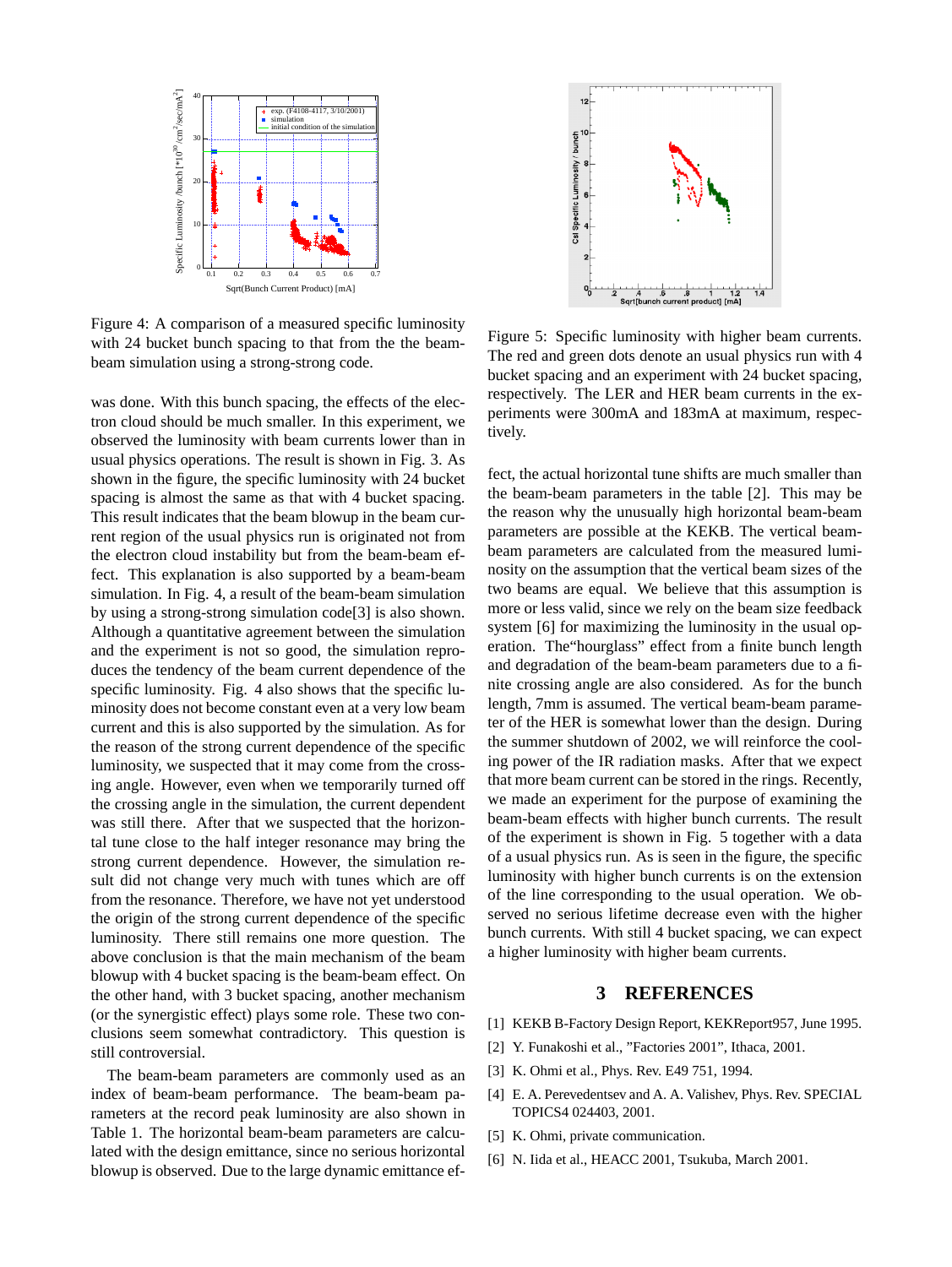Specific Luminosity /bunch [*10$^{30}$/cm$^2$/sec/mA$^2$]

40
30
20
10
0

0.1 0.2 0.3 0.4 0.5 0.6 0.7

Sqrt(Bunch Current Product) [mA]

exp. (F4108-4117, 3/10/2001)
simulation
initial condition of the simulation

Figure 4: A comparison of a measured specific luminosity with 24 bucket bunch spacing to that from the the beam-beam simulation using a strong-strong code.

was done. With this bunch spacing, the effects of the electron cloud should be much smaller. In this experiment, we observed the luminosity with beam currents lower than in usual physics operations. The result is shown in Fig. 3. As shown in the figure, the specific luminosity with 24 bucket spacing is almost the same as that with 4 bucket spacing. This result indicates that the beam blowup in the beam current region of the usual physics run is originated not from the electron cloud instability but from the beam-beam effect. This explanation is also supported by a beam-beam simulation. In Fig. 4, a result of the beam-beam simulation by using a strong-strong simulation code[3] is also shown. Although a quantitative agreement between the simulation and the experiment is not so good, the simulation reproduces the tendency of the beam current dependence of the specific luminosity. Fig. 4 also shows that the specific luminosity does not become constant even at a very low beam current and this is also supported by the simulation. As for the reason of the strong current dependence of the specific luminosity, we suspected that it may come from the crossing angle. However, even when we temporarily turned off the crossing angle in the simulation, the current dependent was still there. After that we suspected that the horizontal tune close to the half integer resonance may bring the strong current dependence. However, the simulation result did not change very much with tunes which are off from the resonance. Therefore, we have not yet understood the origin of the strong current dependence of the specific luminosity. There still remains one more question. The above conclusion is that the main mechanism of the beam blowup with 4 bucket spacing is the beam-beam effect. On the other hand, with 3 bucket spacing, another mechanism (or the synergistic effect) plays some role. These two conclusions seem somewhat contradictory. This question is still controversial.

The beam-beam parameters are commonly used as an index of beam-beam performance. The beam-beam parameters at the record peak luminosity are also shown in Table 1. The horizontal beam-beam parameters are calculated with the design emittance, since no serious horizontal blowup is observed. Due to the large dynamic emittance effect, the actual horizontal tune shifts are much smaller than the beam-beam parameters in the table [2]. This may be the reason why the unusually high horizontal beam-beam parameters are possible at the KEKB. The vertical beam-beam parameters are calculated from the measured luminosity on the assumption that the vertical beam sizes of the two beams are equal. We believe that this assumption is more or less valid, since we rely on the beam size feedback system [6] for maximizing the luminosity in the usual operation. The"hourglass" effect from a finite bunch length and degradation of the beam-beam parameters due to a finite crossing angle are also considered. As for the bunch length, 7mm is assumed. The vertical beam-beam parameter of the HER is somewhat lower than the design. During the summer shutdown of 2002, we will reinforce the cooling power of the IR radiation masks. After that we expect that more beam current can be stored in the rings. Recently, we made an experiment for the purpose of examining the beam-beam effects with higher bunch currents. The result of the experiment is shown in Fig. 5 together with a data of a usual physics run. As is seen in the figure, the specific luminosity with higher bunch currents is on the extension of the line corresponding to the usual operation. We observed no serious lifetime decrease even with the higher bunch currents. With still 4 bucket spacing, we can expect a higher luminosity with higher beam currents.

CsI Specific Luminosity / bunch

12
10
8
6
4
2
0

0 .2 .4 .6 .8 1 1.2 1.4

Sqrt[bunch current product] [mA]

Figure 5: Specific luminosity with higher beam currents. The red and green dots denote an usual physics run with 4 bucket spacing and an experiment with 24 bucket spacing, respectively. The LER and HER beam currents in the experiments were 300mA and 183mA at maximum, respectively.

## 3 REFERENCES

[1] KEKB B-Factory Design Report, KEKReport957, June 1995.

[2] Y. Funakoshi et al., "Factories 2001", Ithaca, 2001.

[3] K. Ohmi et al., Phys. Rev. E49 751, 1994.

[4] E. A. Perevedentsev and A. A. Valishev, Phys. Rev. SPECIAL TOPICS4 024403, 2001.

[5] K. Ohmi, private communication.

[6] N. Iida et al., HEACC 2001, Tsukuba, March 2001.